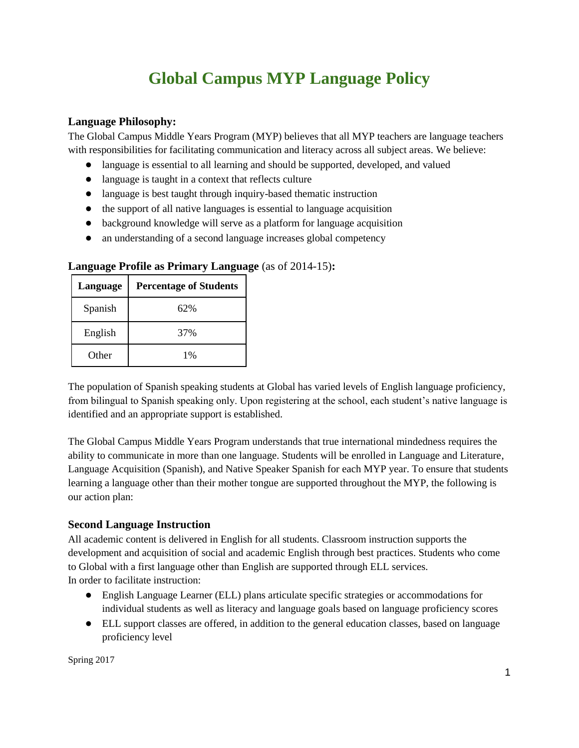# Global Campus MYP Language Policy

### Language Philosophy:

The Global Campus Middle Years Program (MYP) believes that all MYP teachers are language teachers with responsibilities for facilitating communication and literacy across all subject areas. We believe:

- language is essential to all learning and should be supported, developed, and valued
- language is taught in a context that reflects culture
- language is best taught through inquiry-based thematic instruction
- the support of all native languages is essential to language acquisition
- background knowledge will serve as a platform for language acquisition
- an understanding of a second language increases global competency

**Language Profile as Primary Language** (as of 2014-15)**:**

| Language | Percentage of Students |
|---|---|
| Spanish | 62% |
| English | 37% |
| Other | 1% |

The population of Spanish speaking students at Global has varied levels of English language proficiency, from bilingual to Spanish speaking only. Upon registering at the school, each student's native language is identified and an appropriate support is established.

The Global Campus Middle Years Program understands that true international mindedness requires the ability to communicate in more than one language. Students will be enrolled in Language and Literature, Language Acquisition (Spanish), and Native Speaker Spanish for each MYP year. To ensure that students learning a language other than their mother tongue are supported throughout the MYP, the following is our action plan:

### Second Language Instruction

All academic content is delivered in English for all students. Classroom instruction supports the development and acquisition of social and academic English through best practices. Students who come to Global with a first language other than English are supported through ELL services.
In order to facilitate instruction:

- English Language Learner (ELL) plans articulate specific strategies or accommodations for individual students as well as literacy and language goals based on language proficiency scores
- ELL support classes are offered, in addition to the general education classes, based on language proficiency level

Spring 2017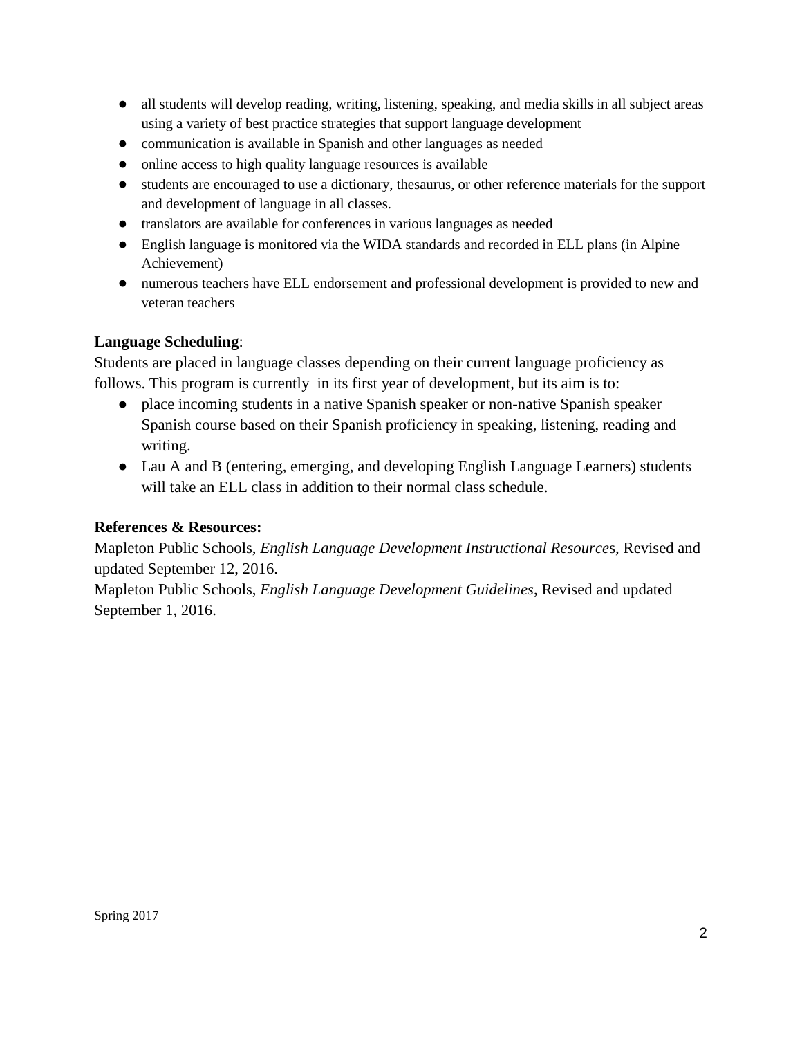- all students will develop reading, writing, listening, speaking, and media skills in all subject areas using a variety of best practice strategies that support language development
- communication is available in Spanish and other languages as needed
- online access to high quality language resources is available
- students are encouraged to use a dictionary, thesaurus, or other reference materials for the support and development of language in all classes.
- translators are available for conferences in various languages as needed
- English language is monitored via the WIDA standards and recorded in ELL plans (in Alpine Achievement)
- numerous teachers have ELL endorsement and professional development is provided to new and veteran teachers

**Language Scheduling**:

Students are placed in language classes depending on their current language proficiency as follows. This program is currently in its first year of development, but its aim is to:

- place incoming students in a native Spanish speaker or non-native Spanish speaker Spanish course based on their Spanish proficiency in speaking, listening, reading and writing.
- Lau A and B (entering, emerging, and developing English Language Learners) students will take an ELL class in addition to their normal class schedule.

**References & Resources:**

Mapleton Public Schools, *English Language Development Instructional Resource*s, Revised and updated September 12, 2016.

Mapleton Public Schools, *English Language Development Guidelines*, Revised and updated September 1, 2016.

Spring 2017